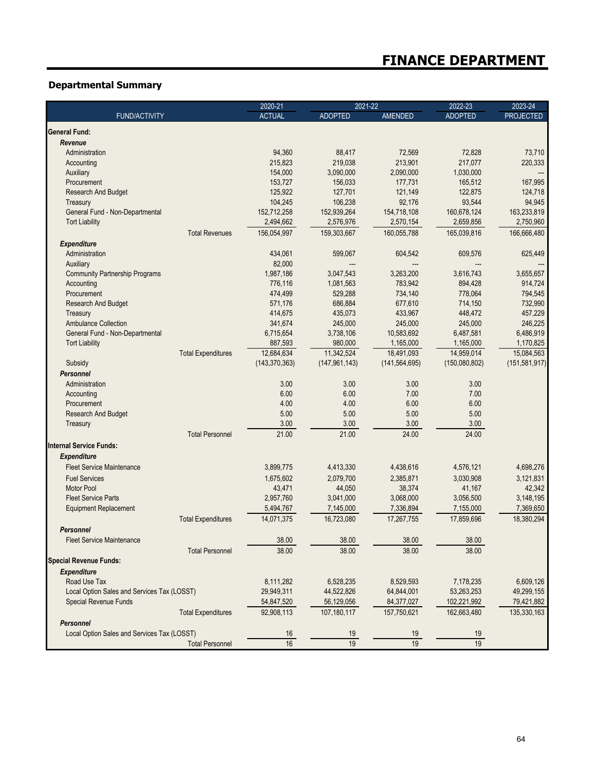# FINANCE DEPARTMENT

## Departmental Summary

| FUND/ACTIVITY | | 2020-21 ACTUAL | 2021-22 ADOPTED | 2021-22 AMENDED | 2022-23 ADOPTED | 2023-24 PROJECTED |
|---|---|---|---|---|---|---|
| **General Fund:** | | | | | | |
| ***Revenue*** | | | | | | |
| Administration | | 94,360 | 88,417 | 72,569 | 72,828 | 73,710 |
| Accounting | | 215,823 | 219,038 | 213,901 | 217,077 | 220,333 |
| Auxiliary | | 154,000 | 3,090,000 | 2,090,000 | 1,030,000 | --- |
| Procurement | | 153,727 | 156,033 | 177,731 | 165,512 | 167,995 |
| Research And Budget | | 125,922 | 127,701 | 121,149 | 122,875 | 124,718 |
| Treasury | | 104,245 | 106,238 | 92,176 | 93,544 | 94,945 |
| General Fund - Non-Departmental | | 152,712,258 | 152,939,264 | 154,718,108 | 160,678,124 | 163,233,819 |
| Tort Liability | | 2,494,662 | 2,576,976 | 2,570,154 | 2,659,856 | 2,750,960 |
| | Total Revenues | 156,054,997 | 159,303,667 | 160,055,788 | 165,039,816 | 166,666,480 |
| ***Expenditure*** | | | | | | |
| Administration | | 434,061 | 599,067 | 604,542 | 609,576 | 625,449 |
| Auxiliary | | 82,000 | --- | --- | --- | --- |
| Community Partnership Programs | | 1,987,186 | 3,047,543 | 3,263,200 | 3,616,743 | 3,655,657 |
| Accounting | | 776,116 | 1,081,563 | 783,942 | 894,428 | 914,724 |
| Procurement | | 474,499 | 529,288 | 734,140 | 778,064 | 794,545 |
| Research And Budget | | 571,176 | 686,884 | 677,610 | 714,150 | 732,990 |
| Treasury | | 414,675 | 435,073 | 433,967 | 448,472 | 457,229 |
| Ambulance Collection | | 341,674 | 245,000 | 245,000 | 245,000 | 246,225 |
| General Fund - Non-Departmental | | 6,715,654 | 3,738,106 | 10,583,692 | 6,487,581 | 6,486,919 |
| Tort Liability | | 887,593 | 980,000 | 1,165,000 | 1,165,000 | 1,170,825 |
| | Total Expenditures | 12,684,634 | 11,342,524 | 18,491,093 | 14,959,014 | 15,084,563 |
| Subsidy | | (143,370,363) | (147,961,143) | (141,564,695) | (150,080,802) | (151,581,917) |
| ***Personnel*** | | | | | | |
| Administration | | 3.00 | 3.00 | 3.00 | 3.00 | |
| Accounting | | 6.00 | 6.00 | 7.00 | 7.00 | |
| Procurement | | 4.00 | 4.00 | 6.00 | 6.00 | |
| Research And Budget | | 5.00 | 5.00 | 5.00 | 5.00 | |
| Treasury | | 3.00 | 3.00 | 3.00 | 3.00 | |
| | Total Personnel | 21.00 | 21.00 | 24.00 | 24.00 | |
| **Internal Service Funds:** | | | | | | |
| ***Expenditure*** | | | | | | |
| Fleet Service Maintenance | | 3,899,775 | 4,413,330 | 4,438,616 | 4,576,121 | 4,698,276 |
| Fuel Services | | 1,675,602 | 2,079,700 | 2,385,871 | 3,030,908 | 3,121,831 |
| Motor Pool | | 43,471 | 44,050 | 38,374 | 41,167 | 42,342 |
| Fleet Service Parts | | 2,957,760 | 3,041,000 | 3,068,000 | 3,056,500 | 3,148,195 |
| Equipment Replacement | | 5,494,767 | 7,145,000 | 7,336,894 | 7,155,000 | 7,369,650 |
| | Total Expenditures | 14,071,375 | 16,723,080 | 17,267,755 | 17,859,696 | 18,380,294 |
| ***Personnel*** | | | | | | |
| Fleet Service Maintenance | | 38.00 | 38.00 | 38.00 | 38.00 | |
| | Total Personnel | 38.00 | 38.00 | 38.00 | 38.00 | |
| **Special Revenue Funds:** | | | | | | |
| ***Expenditure*** | | | | | | |
| Road Use Tax | | 8,111,282 | 6,528,235 | 8,529,593 | 7,178,235 | 6,609,126 |
| Local Option Sales and Services Tax (LOSST) | | 29,949,311 | 44,522,826 | 64,844,001 | 53,263,253 | 49,299,155 |
| Special Revenue Funds | | 54,847,520 | 56,129,056 | 84,377,027 | 102,221,992 | 79,421,882 |
| | Total Expenditures | 92,908,113 | 107,180,117 | 157,750,621 | 162,663,480 | 135,330,163 |
| ***Personnel*** | | | | | | |
| Local Option Sales and Services Tax (LOSST) | | 16 | 19 | 19 | 19 | |
| | Total Personnel | 16 | 19 | 19 | 19 | |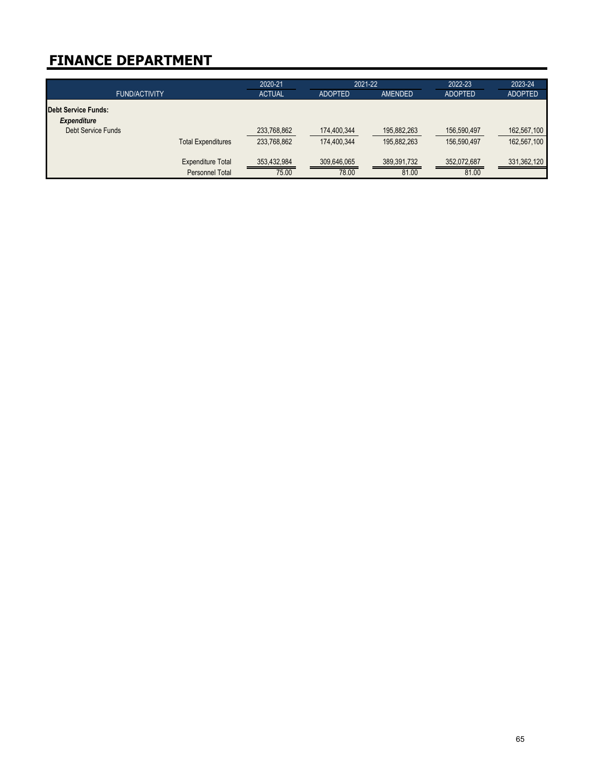# FINANCE DEPARTMENT

| FUND/ACTIVITY | | 2020-21 ACTUAL | 2021-22 ADOPTED | 2021-22 AMENDED | 2022-23 ADOPTED | 2023-24 ADOPTED |
|---|---|---|---|---|---|---|
| **Debt Service Funds:** | | | | | | |
| ***Expenditure*** | | | | | | |
| Debt Service Funds | | 233,768,862 | 174,400,344 | 195,882,263 | 156,590,497 | 162,567,100 |
| | Total Expenditures | 233,768,862 | 174,400,344 | 195,882,263 | 156,590,497 | 162,567,100 |
| | Expenditure Total | 353,432,984 | 309,646,065 | 389,391,732 | 352,072,687 | 331,362,120 |
| | Personnel Total | 75.00 | 78.00 | 81.00 | 81.00 | |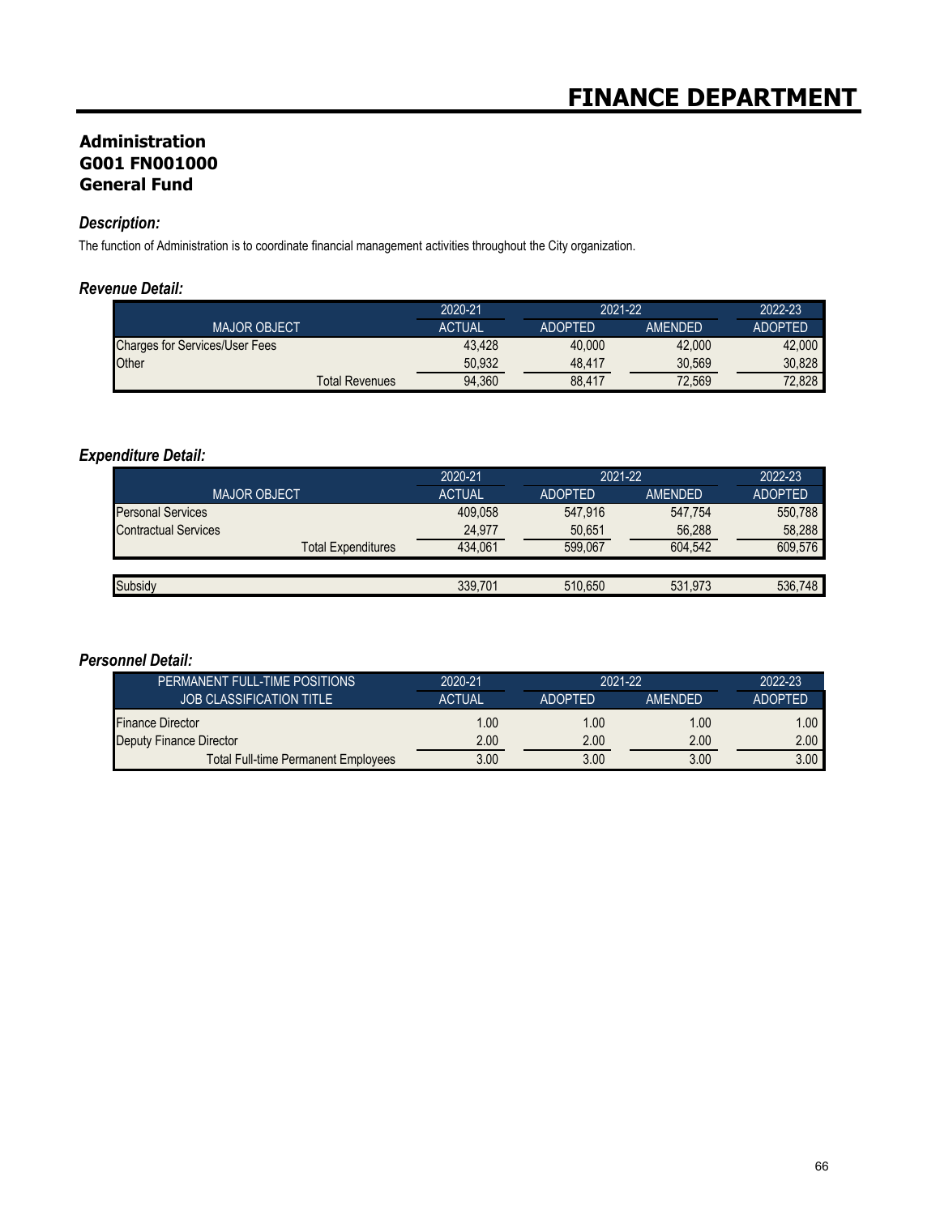# FINANCE DEPARTMENT

## Administration
## G001 FN001000
## General Fund

### *Description:*

The function of Administration is to coordinate financial management activities throughout the City organization.

### *Revenue Detail:*

| MAJOR OBJECT | 2020-21 ACTUAL | 2021-22 ADOPTED | 2021-22 AMENDED | 2022-23 ADOPTED |
|---|---|---|---|---|
| Charges for Services/User Fees | 43,428 | 40,000 | 42,000 | 42,000 |
| Other | 50,932 | 48,417 | 30,569 | 30,828 |
| Total Revenues | 94,360 | 88,417 | 72,569 | 72,828 |

### *Expenditure Detail:*

| MAJOR OBJECT | 2020-21 ACTUAL | 2021-22 ADOPTED | 2021-22 AMENDED | 2022-23 ADOPTED |
|---|---|---|---|---|
| Personal Services | 409,058 | 547,916 | 547,754 | 550,788 |
| Contractual Services | 24,977 | 50,651 | 56,288 | 58,288 |
| Total Expenditures | 434,061 | 599,067 | 604,542 | 609,576 |
| Subsidy | 339,701 | 510,650 | 531,973 | 536,748 |

### *Personnel Detail:*

| PERMANENT FULL-TIME POSITIONS JOB CLASSIFICATION TITLE | 2020-21 ACTUAL | 2021-22 ADOPTED | 2021-22 AMENDED | 2022-23 ADOPTED |
|---|---|---|---|---|
| Finance Director | 1.00 | 1.00 | 1.00 | 1.00 |
| Deputy Finance Director | 2.00 | 2.00 | 2.00 | 2.00 |
| Total Full-time Permanent Employees | 3.00 | 3.00 | 3.00 | 3.00 |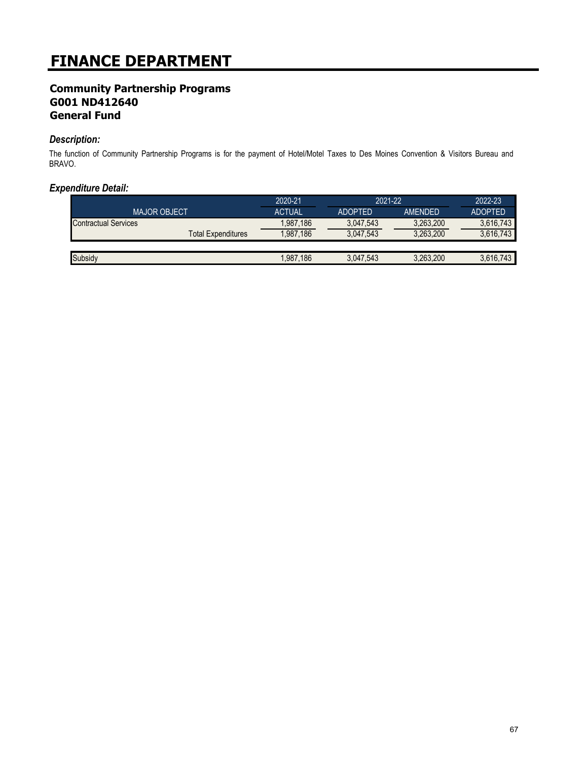# FINANCE DEPARTMENT

## Community Partnership Programs
## G001 ND412640
## General Fund

### *Description:*

The function of Community Partnership Programs is for the payment of Hotel/Motel Taxes to Des Moines Convention & Visitors Bureau and BRAVO.

### *Expenditure Detail:*

| | 2020-21 | 2021-22 | | 2022-23 |
|---|---|---|---|---|
| MAJOR OBJECT | ACTUAL | ADOPTED | AMENDED | ADOPTED |
| Contractual Services | 1,987,186 | 3,047,543 | 3,263,200 | 3,616,743 |
| Total Expenditures | 1,987,186 | 3,047,543 | 3,263,200 | 3,616,743 |
| | | | | |
| Subsidy | 1,987,186 | 3,047,543 | 3,263,200 | 3,616,743 |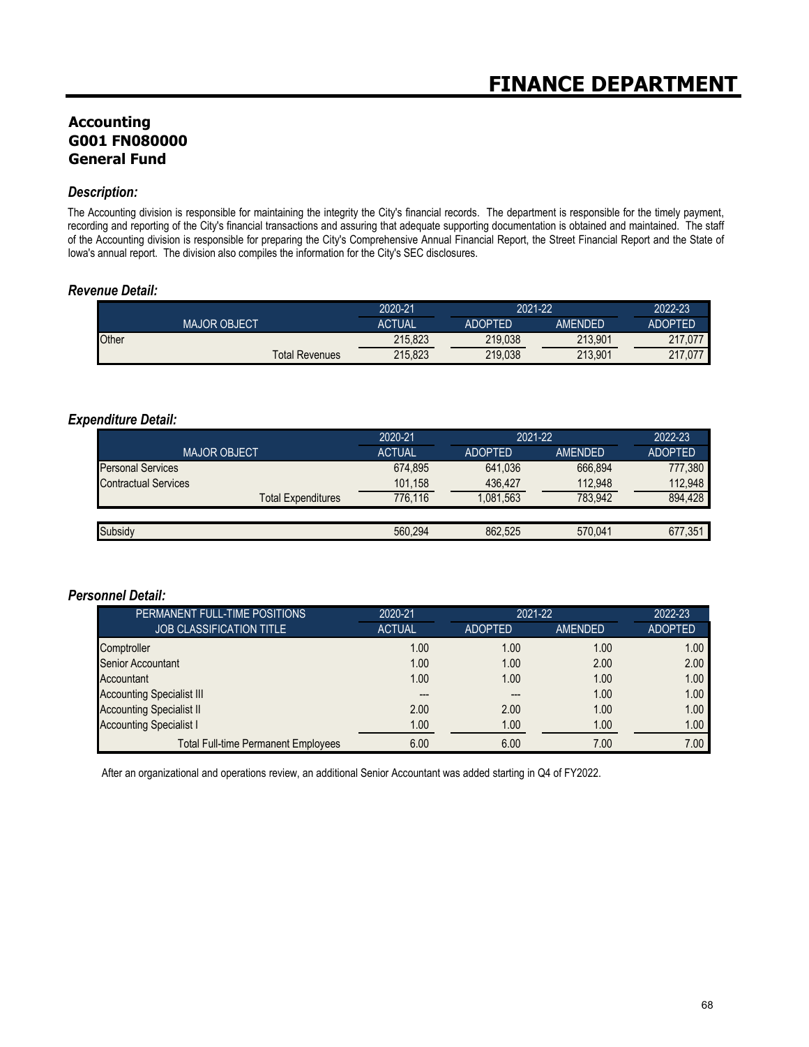# FINANCE DEPARTMENT

## Accounting
## G001 FN080000
## General Fund

### *Description:*

The Accounting division is responsible for maintaining the integrity the City's financial records. The department is responsible for the timely payment, recording and reporting of the City's financial transactions and assuring that adequate supporting documentation is obtained and maintained. The staff of the Accounting division is responsible for preparing the City's Comprehensive Annual Financial Report, the Street Financial Report and the State of Iowa's annual report. The division also compiles the information for the City's SEC disclosures.

### *Revenue Detail:*

| | 2020-21 | 2021-22 | | 2022-23 |
|---|---|---|---|---|
| MAJOR OBJECT | ACTUAL | ADOPTED | AMENDED | ADOPTED |
| Other | 215,823 | 219,038 | 213,901 | 217,077 |
| Total Revenues | 215,823 | 219,038 | 213,901 | 217,077 |

### *Expenditure Detail:*

| | 2020-21 | 2021-22 | | 2022-23 |
|---|---|---|---|---|
| MAJOR OBJECT | ACTUAL | ADOPTED | AMENDED | ADOPTED |
| Personal Services | 674,895 | 641,036 | 666,894 | 777,380 |
| Contractual Services | 101,158 | 436,427 | 112,948 | 112,948 |
| Total Expenditures | 776,116 | 1,081,563 | 783,942 | 894,428 |
| | | | | |
| Subsidy | 560,294 | 862,525 | 570,041 | 677,351 |

### *Personnel Detail:*

| PERMANENT FULL-TIME POSITIONS | 2020-21 | 2021-22 | | 2022-23 |
|---|---|---|---|---|
| JOB CLASSIFICATION TITLE | ACTUAL | ADOPTED | AMENDED | ADOPTED |
| Comptroller | 1.00 | 1.00 | 1.00 | 1.00 |
| Senior Accountant | 1.00 | 1.00 | 2.00 | 2.00 |
| Accountant | 1.00 | 1.00 | 1.00 | 1.00 |
| Accounting Specialist III | --- | --- | 1.00 | 1.00 |
| Accounting Specialist II | 2.00 | 2.00 | 1.00 | 1.00 |
| Accounting Specialist I | 1.00 | 1.00 | 1.00 | 1.00 |
| Total Full-time Permanent Employees | 6.00 | 6.00 | 7.00 | 7.00 |

After an organizational and operations review, an additional Senior Accountant was added starting in Q4 of FY2022.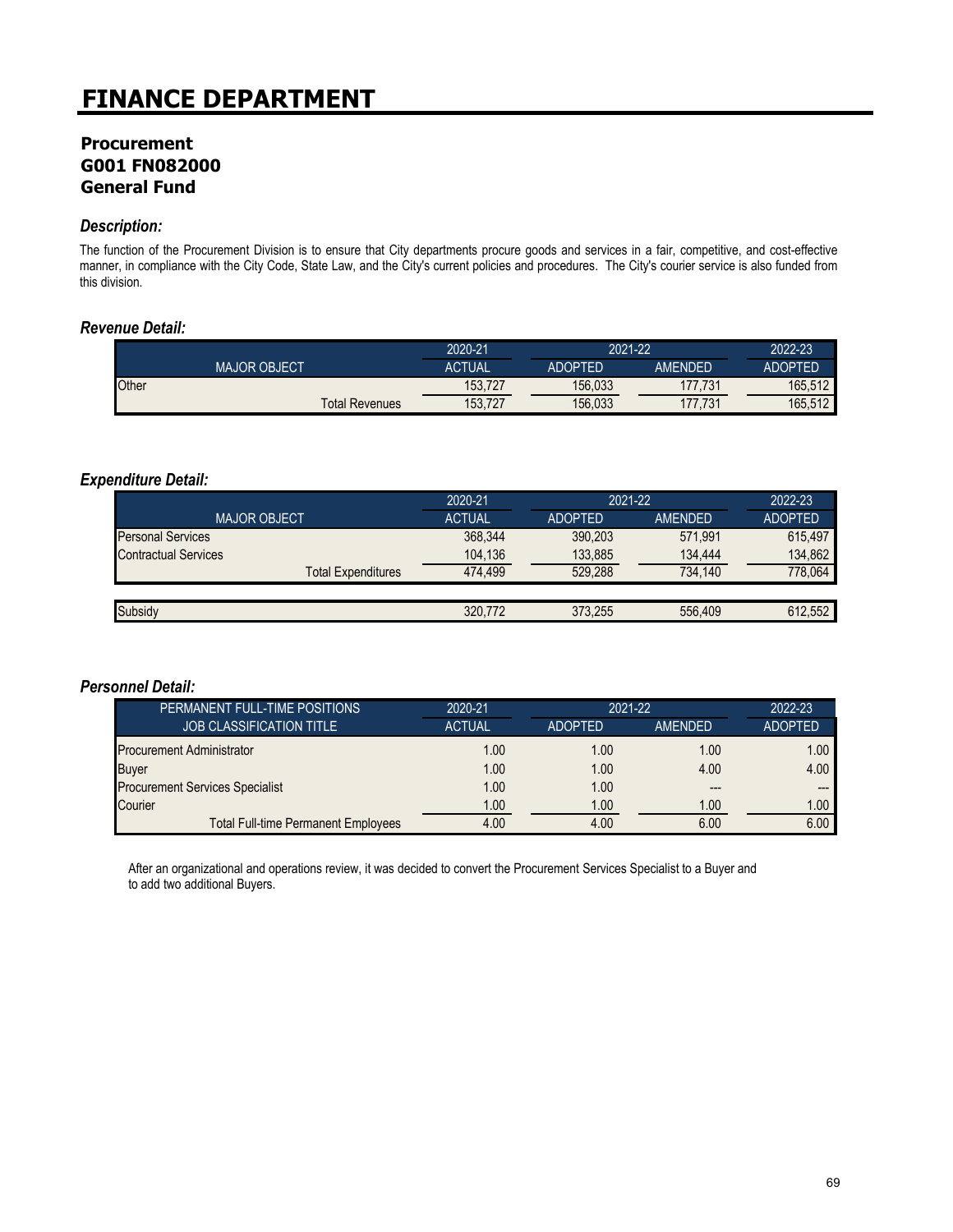# FINANCE DEPARTMENT

## Procurement
## G001 FN082000
## General Fund

### *Description:*

The function of the Procurement Division is to ensure that City departments procure goods and services in a fair, competitive, and cost-effective manner, in compliance with the City Code, State Law, and the City's current policies and procedures. The City's courier service is also funded from this division.

### *Revenue Detail:*

| | 2020-21 | 2021-22 | | 2022-23 |
|---|---|---|---|---|
| MAJOR OBJECT | ACTUAL | ADOPTED | AMENDED | ADOPTED |
| Other | 153,727 | 156,033 | 177,731 | 165,512 |
| Total Revenues | 153,727 | 156,033 | 177,731 | 165,512 |

### *Expenditure Detail:*

| | 2020-21 | 2021-22 | | 2022-23 |
|---|---|---|---|---|
| MAJOR OBJECT | ACTUAL | ADOPTED | AMENDED | ADOPTED |
| Personal Services | 368,344 | 390,203 | 571,991 | 615,497 |
| Contractual Services | 104,136 | 133,885 | 134,444 | 134,862 |
| Total Expenditures | 474,499 | 529,288 | 734,140 | 778,064 |
| | | | | |
| Subsidy | 320,772 | 373,255 | 556,409 | 612,552 |

### *Personnel Detail:*

| PERMANENT FULL-TIME POSITIONS | 2020-21 | 2021-22 | | 2022-23 |
|---|---|---|---|---|
| JOB CLASSIFICATION TITLE | ACTUAL | ADOPTED | AMENDED | ADOPTED |
| Procurement Administrator | 1.00 | 1.00 | 1.00 | 1.00 |
| Buyer | 1.00 | 1.00 | 4.00 | 4.00 |
| Procurement Services Specialist | 1.00 | 1.00 | --- | --- |
| Courier | 1.00 | 1.00 | 1.00 | 1.00 |
| Total Full-time Permanent Employees | 4.00 | 4.00 | 6.00 | 6.00 |

After an organizational and operations review, it was decided to convert the Procurement Services Specialist to a Buyer and to add two additional Buyers.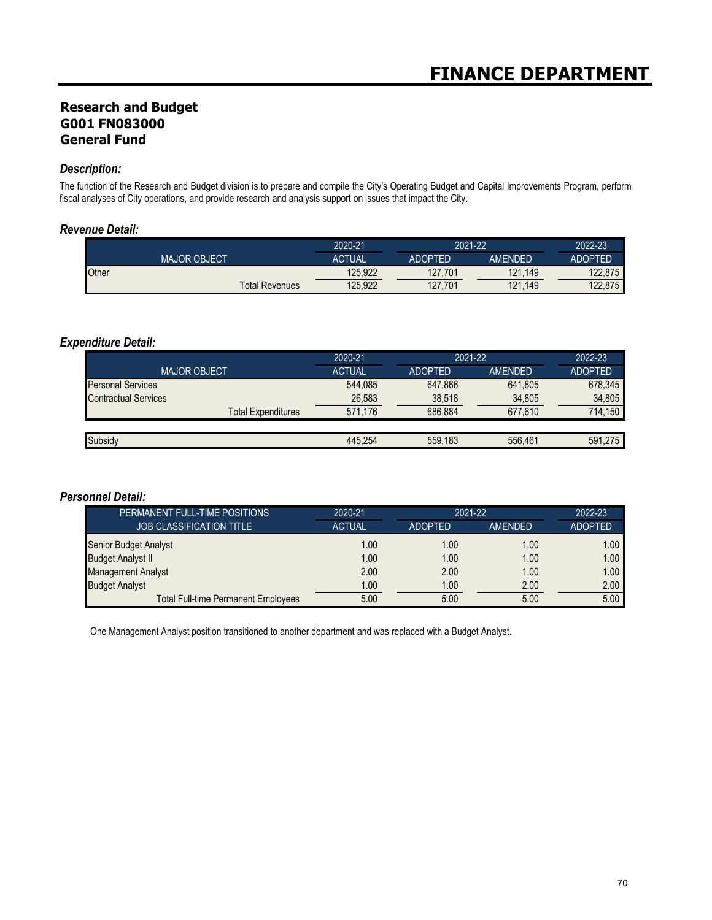# FINANCE DEPARTMENT

## Research and Budget
## G001 FN083000
## General Fund

### *Description:*

The function of the Research and Budget division is to prepare and compile the City's Operating Budget and Capital Improvements Program, perform fiscal analyses of City operations, and provide research and analysis support on issues that impact the City.

### *Revenue Detail:*

| | 2020-21 | 2021-22 | | 2022-23 |
|---|---|---|---|---|
| MAJOR OBJECT | ACTUAL | ADOPTED | AMENDED | ADOPTED |
| Other | 125,922 | 127,701 | 121,149 | 122,875 |
| Total Revenues | 125,922 | 127,701 | 121,149 | 122,875 |

### *Expenditure Detail:*

| | 2020-21 | 2021-22 | | 2022-23 |
|---|---|---|---|---|
| MAJOR OBJECT | ACTUAL | ADOPTED | AMENDED | ADOPTED |
| Personal Services | 544,085 | 647,866 | 641,805 | 678,345 |
| Contractual Services | 26,583 | 38,518 | 34,805 | 34,805 |
| Total Expenditures | 571,176 | 686,884 | 677,610 | 714,150 |
| | | | | |
| Subsidy | 445,254 | 559,183 | 556,461 | 591,275 |

### *Personnel Detail:*

| PERMANENT FULL-TIME POSITIONS | 2020-21 | 2021-22 | | 2022-23 |
|---|---|---|---|---|
| JOB CLASSIFICATION TITLE | ACTUAL | ADOPTED | AMENDED | ADOPTED |
| Senior Budget Analyst | 1.00 | 1.00 | 1.00 | 1.00 |
| Budget Analyst II | 1.00 | 1.00 | 1.00 | 1.00 |
| Management Analyst | 2.00 | 2.00 | 1.00 | 1.00 |
| Budget Analyst | 1.00 | 1.00 | 2.00 | 2.00 |
| Total Full-time Permanent Employees | 5.00 | 5.00 | 5.00 | 5.00 |

One Management Analyst position transitioned to another department and was replaced with a Budget Analyst.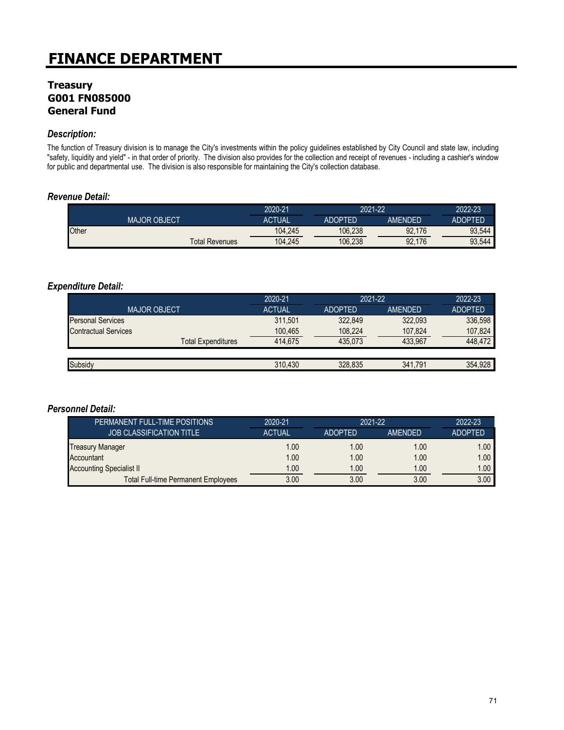# FINANCE DEPARTMENT

## Treasury
## G001 FN085000
## General Fund

### *Description:*

The function of Treasury division is to manage the City's investments within the policy guidelines established by City Council and state law, including "safety, liquidity and yield" - in that order of priority. The division also provides for the collection and receipt of revenues - including a cashier's window for public and departmental use. The division is also responsible for maintaining the City's collection database.

### *Revenue Detail:*

| | 2020-21 | 2021-22 | | 2022-23 |
|---|---|---|---|---|
| MAJOR OBJECT | ACTUAL | ADOPTED | AMENDED | ADOPTED |
| Other | 104,245 | 106,238 | 92,176 | 93,544 |
| Total Revenues | 104,245 | 106,238 | 92,176 | 93,544 |

### *Expenditure Detail:*

| | 2020-21 | 2021-22 | | 2022-23 |
|---|---|---|---|---|
| MAJOR OBJECT | ACTUAL | ADOPTED | AMENDED | ADOPTED |
| Personal Services | 311,501 | 322,849 | 322,093 | 336,598 |
| Contractual Services | 100,465 | 108,224 | 107,824 | 107,824 |
| Total Expenditures | 414,675 | 435,073 | 433,967 | 448,472 |
| | | | | |
| Subsidy | 310,430 | 328,835 | 341,791 | 354,928 |

### *Personnel Detail:*

| PERMANENT FULL-TIME POSITIONS | 2020-21 | 2021-22 | | 2022-23 |
|---|---|---|---|---|
| JOB CLASSIFICATION TITLE | ACTUAL | ADOPTED | AMENDED | ADOPTED |
| Treasury Manager | 1.00 | 1.00 | 1.00 | 1.00 |
| Accountant | 1.00 | 1.00 | 1.00 | 1.00 |
| Accounting Specialist II | 1.00 | 1.00 | 1.00 | 1.00 |
| Total Full-time Permanent Employees | 3.00 | 3.00 | 3.00 | 3.00 |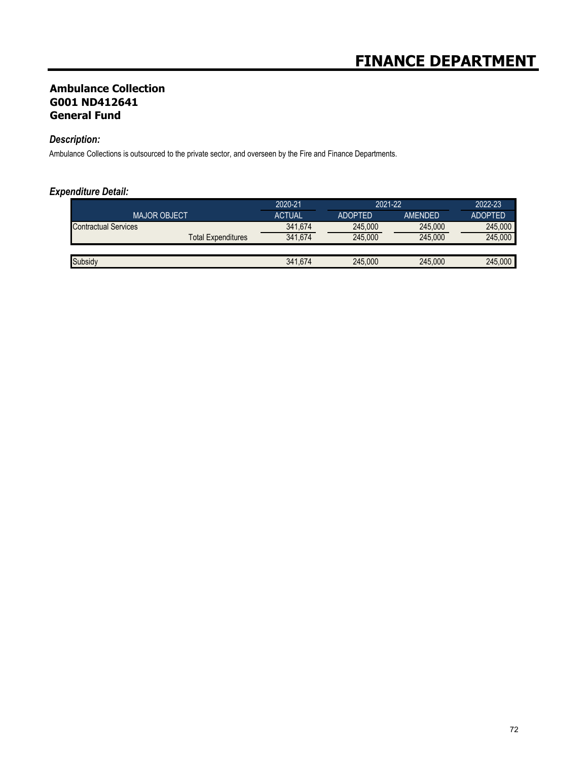# FINANCE DEPARTMENT

## Ambulance Collection
## G001 ND412641
## General Fund

### *Description:*

Ambulance Collections is outsourced to the private sector, and overseen by the Fire and Finance Departments.

### *Expenditure Detail:*

| | 2020-21 | 2021-22 | | 2022-23 |
|---|---|---|---|---|
| MAJOR OBJECT | ACTUAL | ADOPTED | AMENDED | ADOPTED |
| Contractual Services | 341,674 | 245,000 | 245,000 | 245,000 |
| Total Expenditures | 341,674 | 245,000 | 245,000 | 245,000 |
| | | | | |
| Subsidy | 341,674 | 245,000 | 245,000 | 245,000 |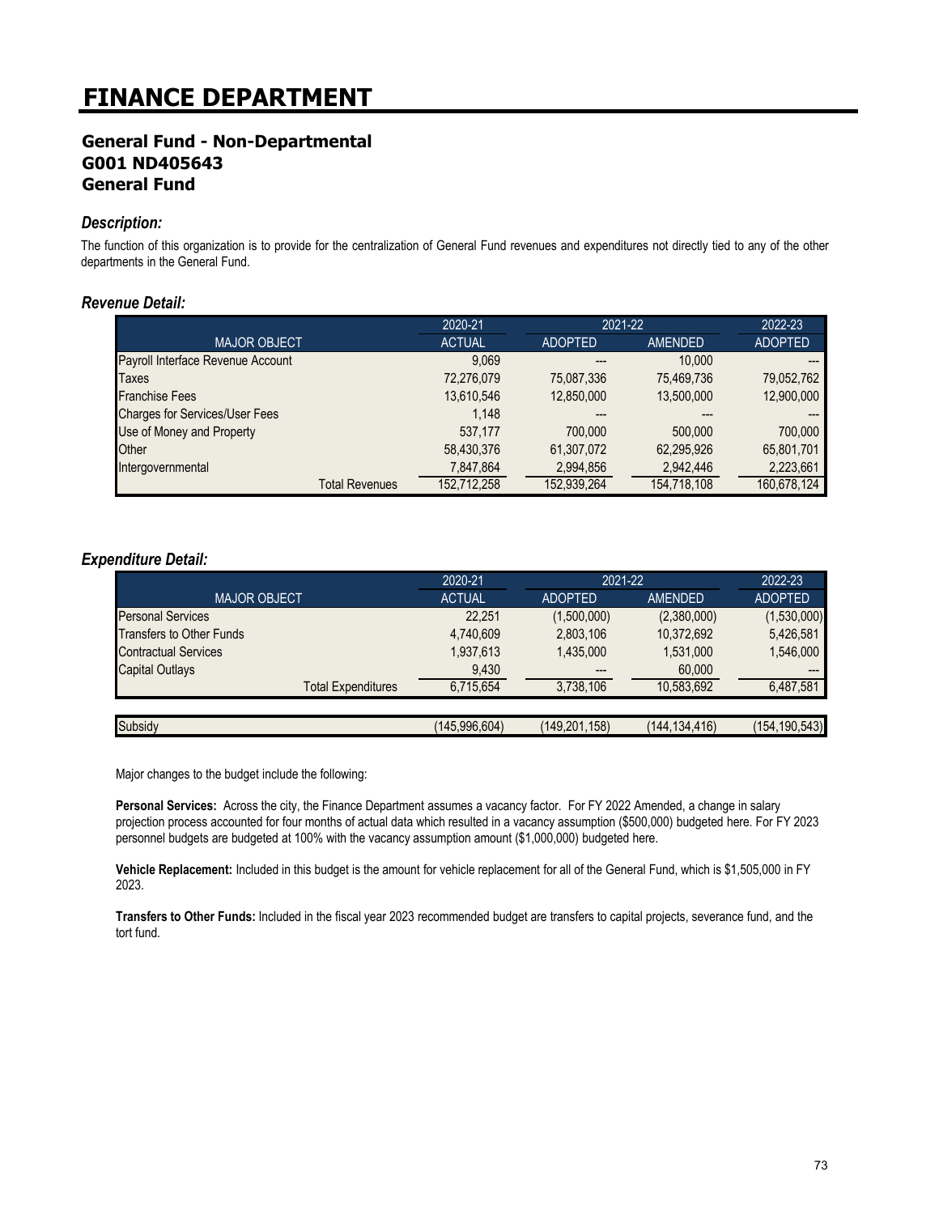# FINANCE DEPARTMENT

## General Fund - Non-Departmental
## G001 ND405643
## General Fund

### *Description:*

The function of this organization is to provide for the centralization of General Fund revenues and expenditures not directly tied to any of the other departments in the General Fund.

### *Revenue Detail:*

| | 2020-21 | 2021-22 | | 2022-23 |
|---|---|---|---|---|
| MAJOR OBJECT | ACTUAL | ADOPTED | AMENDED | ADOPTED |
| Payroll Interface Revenue Account | 9,069 | --- | 10,000 | --- |
| Taxes | 72,276,079 | 75,087,336 | 75,469,736 | 79,052,762 |
| Franchise Fees | 13,610,546 | 12,850,000 | 13,500,000 | 12,900,000 |
| Charges for Services/User Fees | 1,148 | --- | --- | --- |
| Use of Money and Property | 537,177 | 700,000 | 500,000 | 700,000 |
| Other | 58,430,376 | 61,307,072 | 62,295,926 | 65,801,701 |
| Intergovernmental | 7,847,864 | 2,994,856 | 2,942,446 | 2,223,661 |
| Total Revenues | 152,712,258 | 152,939,264 | 154,718,108 | 160,678,124 |

### *Expenditure Detail:*

| | 2020-21 | 2021-22 | | 2022-23 |
|---|---|---|---|---|
| MAJOR OBJECT | ACTUAL | ADOPTED | AMENDED | ADOPTED |
| Personal Services | 22,251 | (1,500,000) | (2,380,000) | (1,530,000) |
| Transfers to Other Funds | 4,740,609 | 2,803,106 | 10,372,692 | 5,426,581 |
| Contractual Services | 1,937,613 | 1,435,000 | 1,531,000 | 1,546,000 |
| Capital Outlays | 9,430 | --- | 60,000 | --- |
| Total Expenditures | 6,715,654 | 3,738,106 | 10,583,692 | 6,487,581 |
| | | | | |
| Subsidy | (145,996,604) | (149,201,158) | (144,134,416) | (154,190,543) |

Major changes to the budget include the following:

**Personal Services:** Across the city, the Finance Department assumes a vacancy factor. For FY 2022 Amended, a change in salary projection process accounted for four months of actual data which resulted in a vacancy assumption ($500,000) budgeted here. For FY 2023 personnel budgets are budgeted at 100% with the vacancy assumption amount ($1,000,000) budgeted here.

**Vehicle Replacement:** Included in this budget is the amount for vehicle replacement for all of the General Fund, which is $1,505,000 in FY 2023.

**Transfers to Other Funds:** Included in the fiscal year 2023 recommended budget are transfers to capital projects, severance fund, and the tort fund.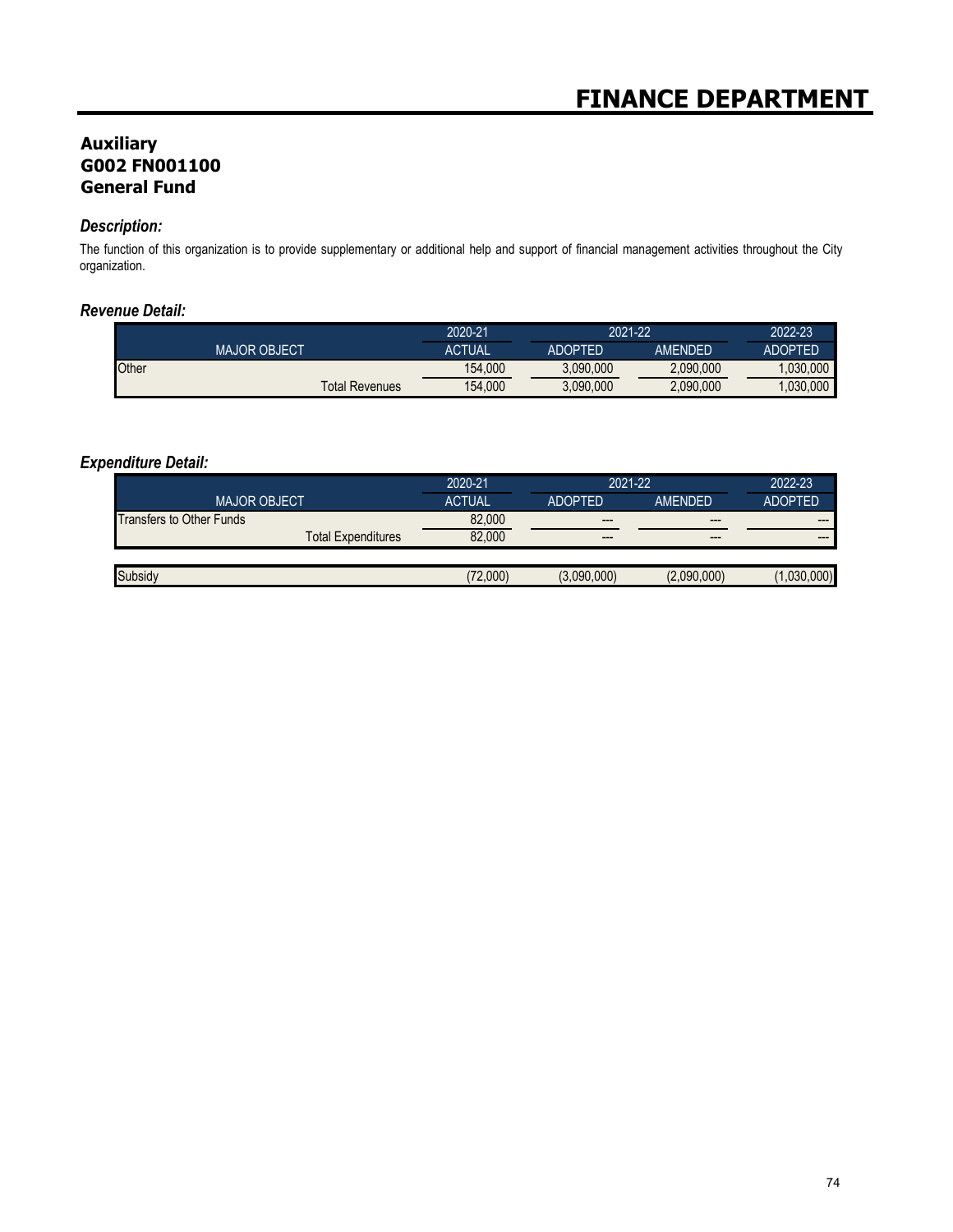# FINANCE DEPARTMENT

## Auxiliary
## G002 FN001100
## General Fund

### *Description:*

The function of this organization is to provide supplementary or additional help and support of financial management activities throughout the City organization.

### *Revenue Detail:*

| | 2020-21 | 2021-22 | | 2022-23 |
|---|---|---|---|---|
| MAJOR OBJECT | ACTUAL | ADOPTED | AMENDED | ADOPTED |
| Other | 154,000 | 3,090,000 | 2,090,000 | 1,030,000 |
| Total Revenues | 154,000 | 3,090,000 | 2,090,000 | 1,030,000 |

### *Expenditure Detail:*

| | 2020-21 | 2021-22 | | 2022-23 |
|---|---|---|---|---|
| MAJOR OBJECT | ACTUAL | ADOPTED | AMENDED | ADOPTED |
| Transfers to Other Funds | 82,000 | --- | --- | --- |
| Total Expenditures | 82,000 | --- | --- | --- |
| | | | | |
| Subsidy | (72,000) | (3,090,000) | (2,090,000) | (1,030,000) |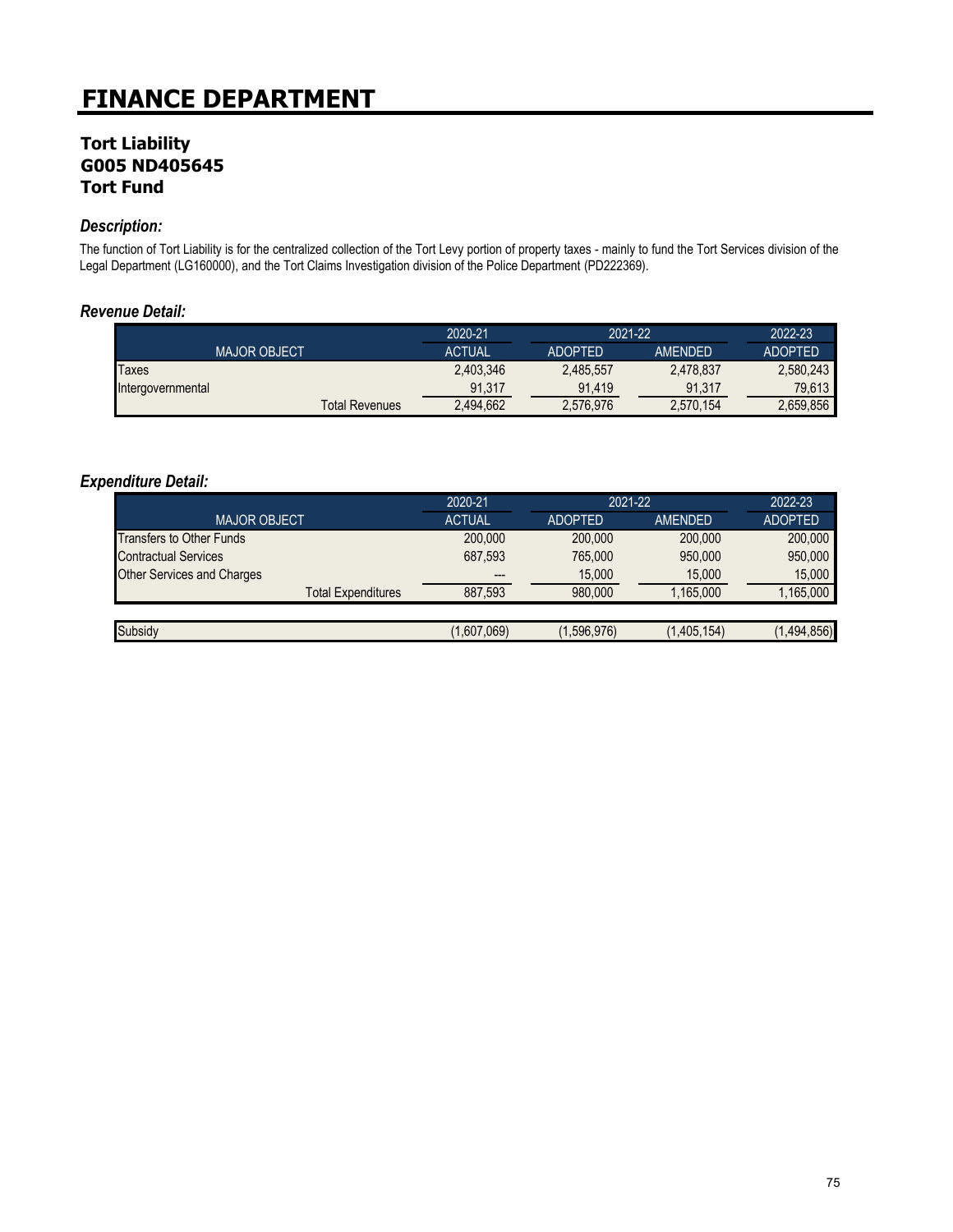# FINANCE DEPARTMENT

## Tort Liability
## G005 ND405645
## Tort Fund

### *Description:*

The function of Tort Liability is for the centralized collection of the Tort Levy portion of property taxes - mainly to fund the Tort Services division of the Legal Department (LG160000), and the Tort Claims Investigation division of the Police Department (PD222369).

### *Revenue Detail:*

| | 2020-21 | 2021-22 | | 2022-23 |
|---|---|---|---|---|
| MAJOR OBJECT | ACTUAL | ADOPTED | AMENDED | ADOPTED |
| Taxes | 2,403,346 | 2,485,557 | 2,478,837 | 2,580,243 |
| Intergovernmental | 91,317 | 91,419 | 91,317 | 79,613 |
| Total Revenues | 2,494,662 | 2,576,976 | 2,570,154 | 2,659,856 |

### *Expenditure Detail:*

| | 2020-21 | 2021-22 | | 2022-23 |
|---|---|---|---|---|
| MAJOR OBJECT | ACTUAL | ADOPTED | AMENDED | ADOPTED |
| Transfers to Other Funds | 200,000 | 200,000 | 200,000 | 200,000 |
| Contractual Services | 687,593 | 765,000 | 950,000 | 950,000 |
| Other Services and Charges | --- | 15,000 | 15,000 | 15,000 |
| Total Expenditures | 887,593 | 980,000 | 1,165,000 | 1,165,000 |
| | | | | |
| Subsidy | (1,607,069) | (1,596,976) | (1,405,154) | (1,494,856) |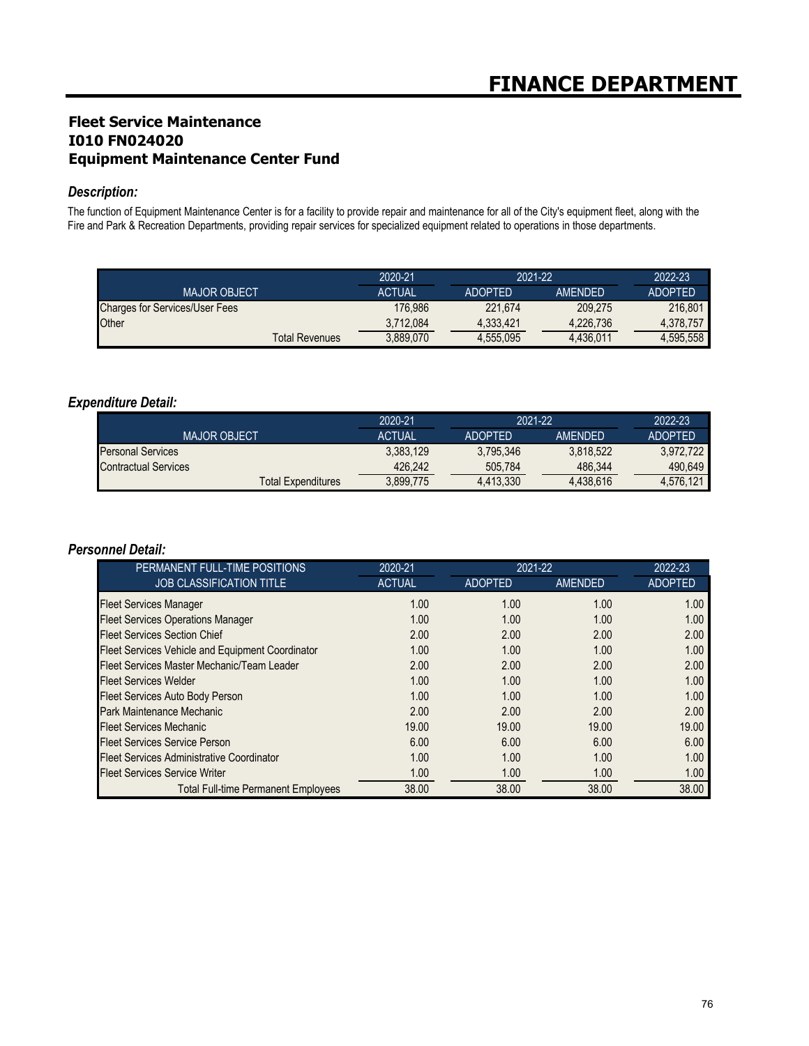# FINANCE DEPARTMENT

## Fleet Service Maintenance
## I010 FN024020
## Equipment Maintenance Center Fund

### *Description:*

The function of Equipment Maintenance Center is for a facility to provide repair and maintenance for all of the City's equipment fleet, along with the Fire and Park & Recreation Departments, providing repair services for specialized equipment related to operations in those departments.

| MAJOR OBJECT | 2020-21 ACTUAL | 2021-22 ADOPTED | 2021-22 AMENDED | 2022-23 ADOPTED |
|---|---|---|---|---|
| Charges for Services/User Fees | 176,986 | 221,674 | 209,275 | 216,801 |
| Other | 3,712,084 | 4,333,421 | 4,226,736 | 4,378,757 |
| Total Revenues | 3,889,070 | 4,555,095 | 4,436,011 | 4,595,558 |

### *Expenditure Detail:*

| MAJOR OBJECT | 2020-21 ACTUAL | 2021-22 ADOPTED | 2021-22 AMENDED | 2022-23 ADOPTED |
|---|---|---|---|---|
| Personal Services | 3,383,129 | 3,795,346 | 3,818,522 | 3,972,722 |
| Contractual Services | 426,242 | 505,784 | 486,344 | 490,649 |
| Total Expenditures | 3,899,775 | 4,413,330 | 4,438,616 | 4,576,121 |

### *Personnel Detail:*

| PERMANENT FULL-TIME POSITIONS JOB CLASSIFICATION TITLE | 2020-21 ACTUAL | 2021-22 ADOPTED | 2021-22 AMENDED | 2022-23 ADOPTED |
|---|---|---|---|---|
| Fleet Services Manager | 1.00 | 1.00 | 1.00 | 1.00 |
| Fleet Services Operations Manager | 1.00 | 1.00 | 1.00 | 1.00 |
| Fleet Services Section Chief | 2.00 | 2.00 | 2.00 | 2.00 |
| Fleet Services Vehicle and Equipment Coordinator | 1.00 | 1.00 | 1.00 | 1.00 |
| Fleet Services Master Mechanic/Team Leader | 2.00 | 2.00 | 2.00 | 2.00 |
| Fleet Services Welder | 1.00 | 1.00 | 1.00 | 1.00 |
| Fleet Services Auto Body Person | 1.00 | 1.00 | 1.00 | 1.00 |
| Park Maintenance Mechanic | 2.00 | 2.00 | 2.00 | 2.00 |
| Fleet Services Mechanic | 19.00 | 19.00 | 19.00 | 19.00 |
| Fleet Services Service Person | 6.00 | 6.00 | 6.00 | 6.00 |
| Fleet Services Administrative Coordinator | 1.00 | 1.00 | 1.00 | 1.00 |
| Fleet Services Service Writer | 1.00 | 1.00 | 1.00 | 1.00 |
| Total Full-time Permanent Employees | 38.00 | 38.00 | 38.00 | 38.00 |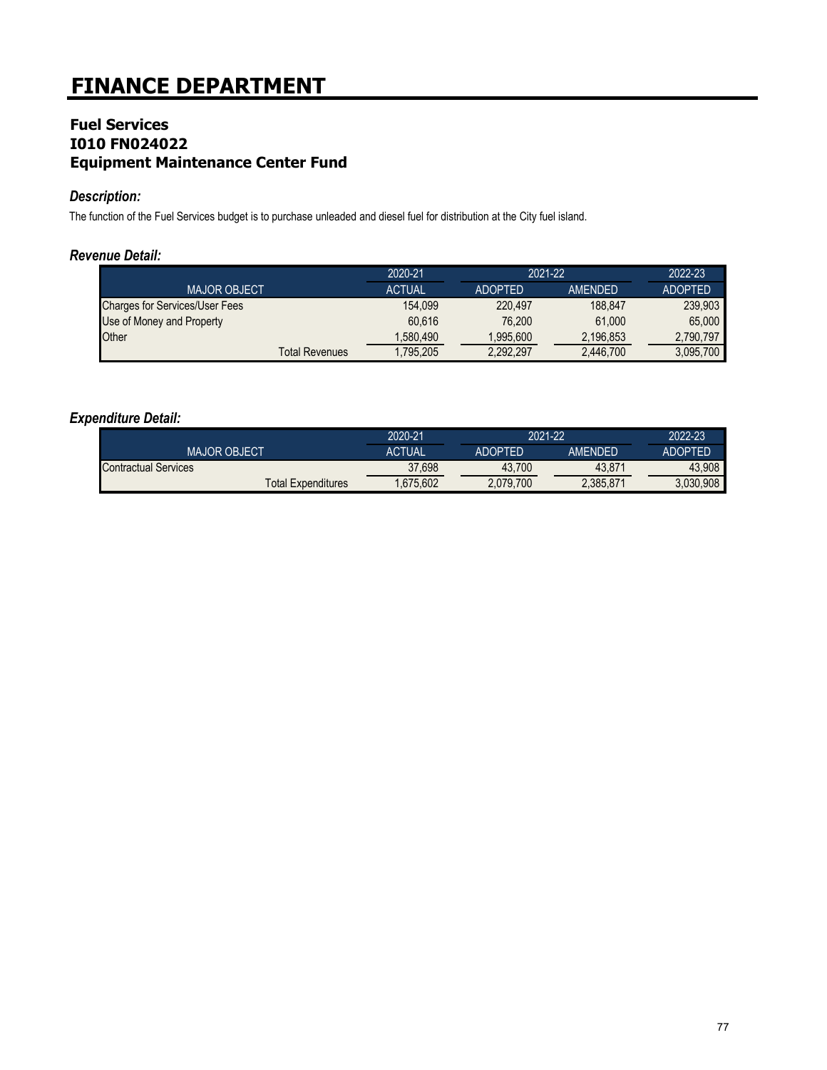# FINANCE DEPARTMENT

## Fuel Services
## I010 FN024022
## Equipment Maintenance Center Fund

### *Description:*

The function of the Fuel Services budget is to purchase unleaded and diesel fuel for distribution at the City fuel island.

### *Revenue Detail:*

| | 2020-21 | 2021-22 | | 2022-23 |
|---|---|---|---|---|
| MAJOR OBJECT | ACTUAL | ADOPTED | AMENDED | ADOPTED |
| Charges for Services/User Fees | 154,099 | 220,497 | 188,847 | 239,903 |
| Use of Money and Property | 60,616 | 76,200 | 61,000 | 65,000 |
| Other | 1,580,490 | 1,995,600 | 2,196,853 | 2,790,797 |
| Total Revenues | 1,795,205 | 2,292,297 | 2,446,700 | 3,095,700 |

### *Expenditure Detail:*

| | 2020-21 | 2021-22 | | 2022-23 |
|---|---|---|---|---|
| MAJOR OBJECT | ACTUAL | ADOPTED | AMENDED | ADOPTED |
| Contractual Services | 37,698 | 43,700 | 43,871 | 43,908 |
| Total Expenditures | 1,675,602 | 2,079,700 | 2,385,871 | 3,030,908 |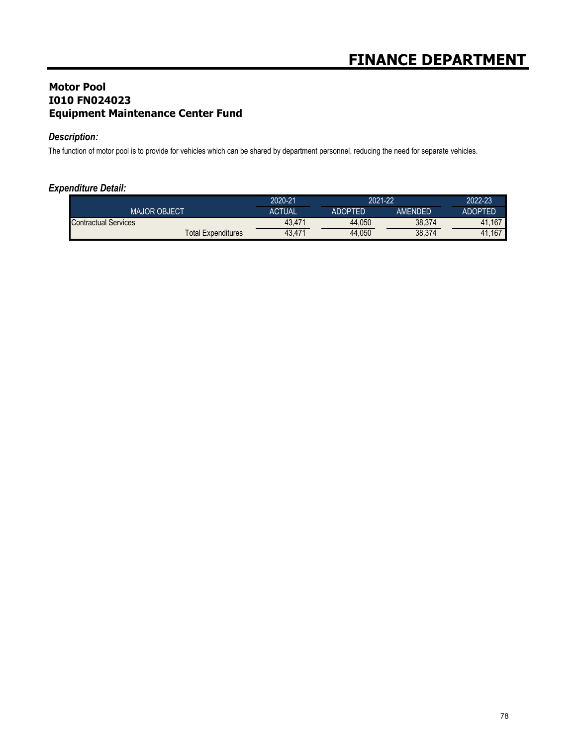# FINANCE DEPARTMENT

## Motor Pool
## I010 FN024023
## Equipment Maintenance Center Fund

### *Description:*

The function of motor pool is to provide for vehicles which can be shared by department personnel, reducing the need for separate vehicles.

### *Expenditure Detail:*

| | 2020-21 | 2021-22 | | 2022-23 |
|---|---|---|---|---|
| MAJOR OBJECT | ACTUAL | ADOPTED | AMENDED | ADOPTED |
| Contractual Services | 43,471 | 44,050 | 38,374 | 41,167 |
| Total Expenditures | 43,471 | 44,050 | 38,374 | 41,167 |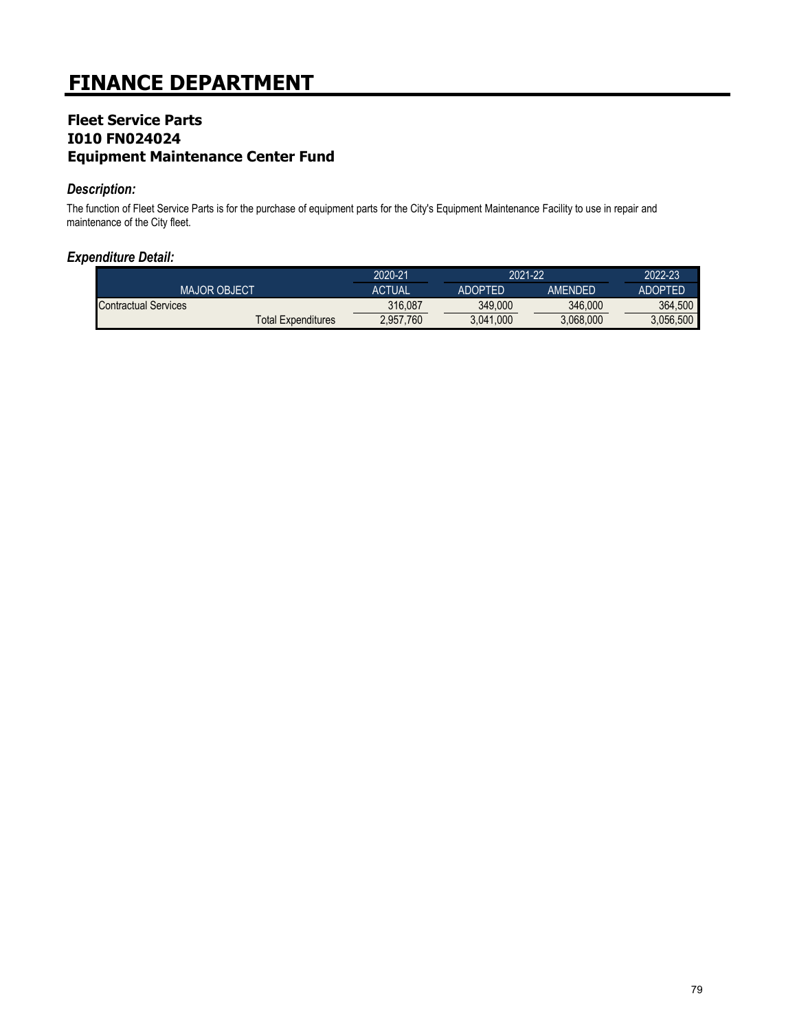# FINANCE DEPARTMENT

## Fleet Service Parts
## I010 FN024024
## Equipment Maintenance Center Fund

### *Description:*

The function of Fleet Service Parts is for the purchase of equipment parts for the City's Equipment Maintenance Facility to use in repair and maintenance of the City fleet.

### *Expenditure Detail:*

| | 2020-21 | 2021-22 | | 2022-23 |
|---|---|---|---|---|
| MAJOR OBJECT | ACTUAL | ADOPTED | AMENDED | ADOPTED |
| Contractual Services | 316,087 | 349,000 | 346,000 | 364,500 |
| Total Expenditures | 2,957,760 | 3,041,000 | 3,068,000 | 3,056,500 |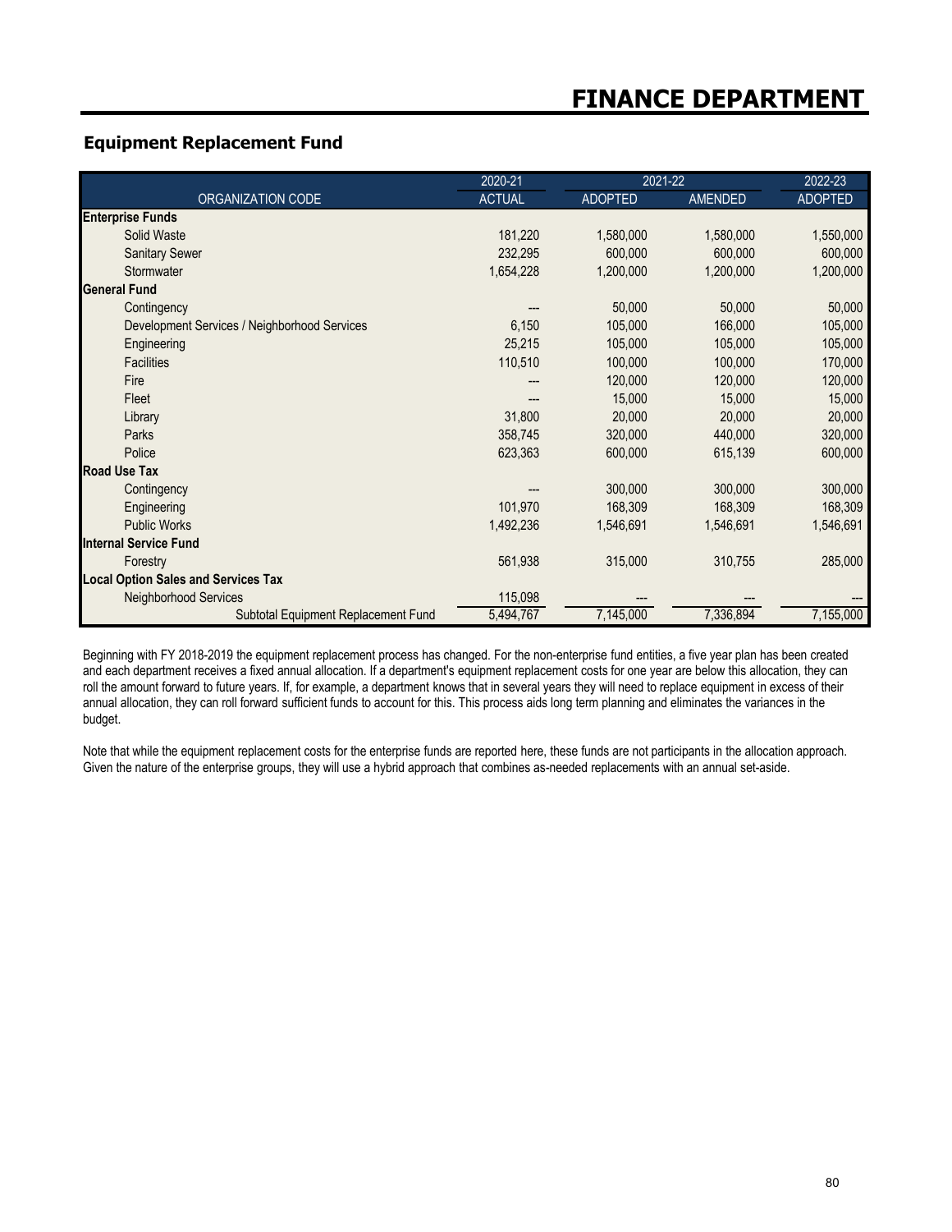# FINANCE DEPARTMENT

## Equipment Replacement Fund

| ORGANIZATION CODE | 2020-21 ACTUAL | 2021-22 ADOPTED | 2021-22 AMENDED | 2022-23 ADOPTED |
|---|---|---|---|---|
| **Enterprise Funds** | | | | |
| Solid Waste | 181,220 | 1,580,000 | 1,580,000 | 1,550,000 |
| Sanitary Sewer | 232,295 | 600,000 | 600,000 | 600,000 |
| Stormwater | 1,654,228 | 1,200,000 | 1,200,000 | 1,200,000 |
| **General Fund** | | | | |
| Contingency | --- | 50,000 | 50,000 | 50,000 |
| Development Services / Neighborhood Services | 6,150 | 105,000 | 166,000 | 105,000 |
| Engineering | 25,215 | 105,000 | 105,000 | 105,000 |
| Facilities | 110,510 | 100,000 | 100,000 | 170,000 |
| Fire | --- | 120,000 | 120,000 | 120,000 |
| Fleet | --- | 15,000 | 15,000 | 15,000 |
| Library | 31,800 | 20,000 | 20,000 | 20,000 |
| Parks | 358,745 | 320,000 | 440,000 | 320,000 |
| Police | 623,363 | 600,000 | 615,139 | 600,000 |
| **Road Use Tax** | | | | |
| Contingency | --- | 300,000 | 300,000 | 300,000 |
| Engineering | 101,970 | 168,309 | 168,309 | 168,309 |
| Public Works | 1,492,236 | 1,546,691 | 1,546,691 | 1,546,691 |
| **Internal Service Fund** | | | | |
| Forestry | 561,938 | 315,000 | 310,755 | 285,000 |
| **Local Option Sales and Services Tax** | | | | |
| Neighborhood Services | 115,098 | --- | --- | --- |
| Subtotal Equipment Replacement Fund | 5,494,767 | 7,145,000 | 7,336,894 | 7,155,000 |

Beginning with FY 2018-2019 the equipment replacement process has changed. For the non-enterprise fund entities, a five year plan has been created and each department receives a fixed annual allocation. If a department's equipment replacement costs for one year are below this allocation, they can roll the amount forward to future years. If, for example, a department knows that in several years they will need to replace equipment in excess of their annual allocation, they can roll forward sufficient funds to account for this. This process aids long term planning and eliminates the variances in the budget.

Note that while the equipment replacement costs for the enterprise funds are reported here, these funds are not participants in the allocation approach. Given the nature of the enterprise groups, they will use a hybrid approach that combines as-needed replacements with an annual set-aside.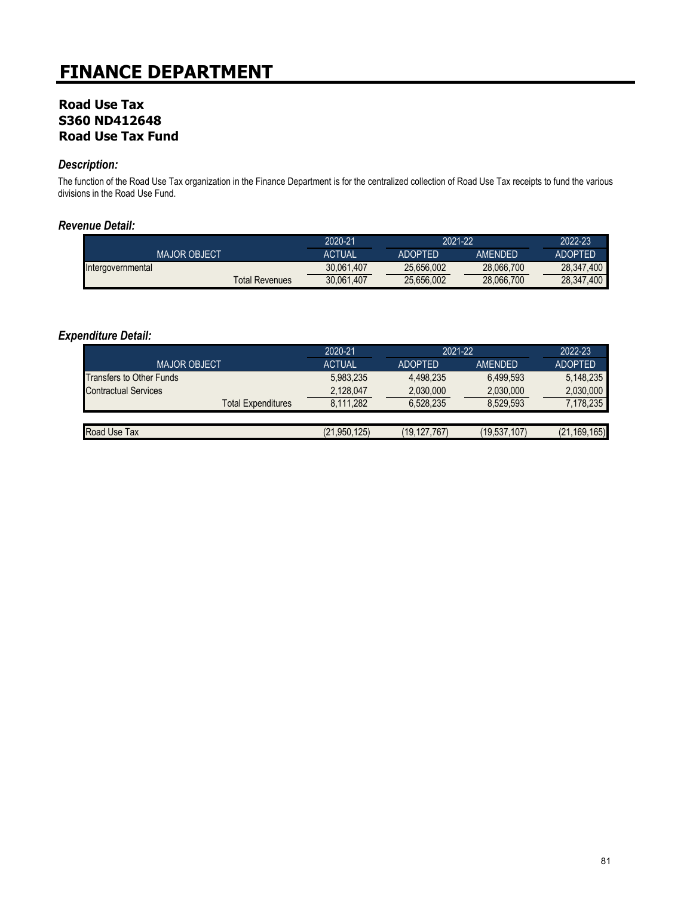# FINANCE DEPARTMENT

**Road Use Tax**
**S360 ND412648**
**Road Use Tax Fund**

### *Description:*

The function of the Road Use Tax organization in the Finance Department is for the centralized collection of Road Use Tax receipts to fund the various divisions in the Road Use Fund.

### *Revenue Detail:*

| | 2020-21 | 2021-22 | | 2022-23 |
|---|---|---|---|---|
| MAJOR OBJECT | ACTUAL | ADOPTED | AMENDED | ADOPTED |
| Intergovernmental | 30,061,407 | 25,656,002 | 28,066,700 | 28,347,400 |
| Total Revenues | 30,061,407 | 25,656,002 | 28,066,700 | 28,347,400 |

### *Expenditure Detail:*

| | 2020-21 | 2021-22 | | 2022-23 |
|---|---|---|---|---|
| MAJOR OBJECT | ACTUAL | ADOPTED | AMENDED | ADOPTED |
| Transfers to Other Funds | 5,983,235 | 4,498,235 | 6,499,593 | 5,148,235 |
| Contractual Services | 2,128,047 | 2,030,000 | 2,030,000 | 2,030,000 |
| Total Expenditures | 8,111,282 | 6,528,235 | 8,529,593 | 7,178,235 |
| | | | | |
| Road Use Tax | (21,950,125) | (19,127,767) | (19,537,107) | (21,169,165) |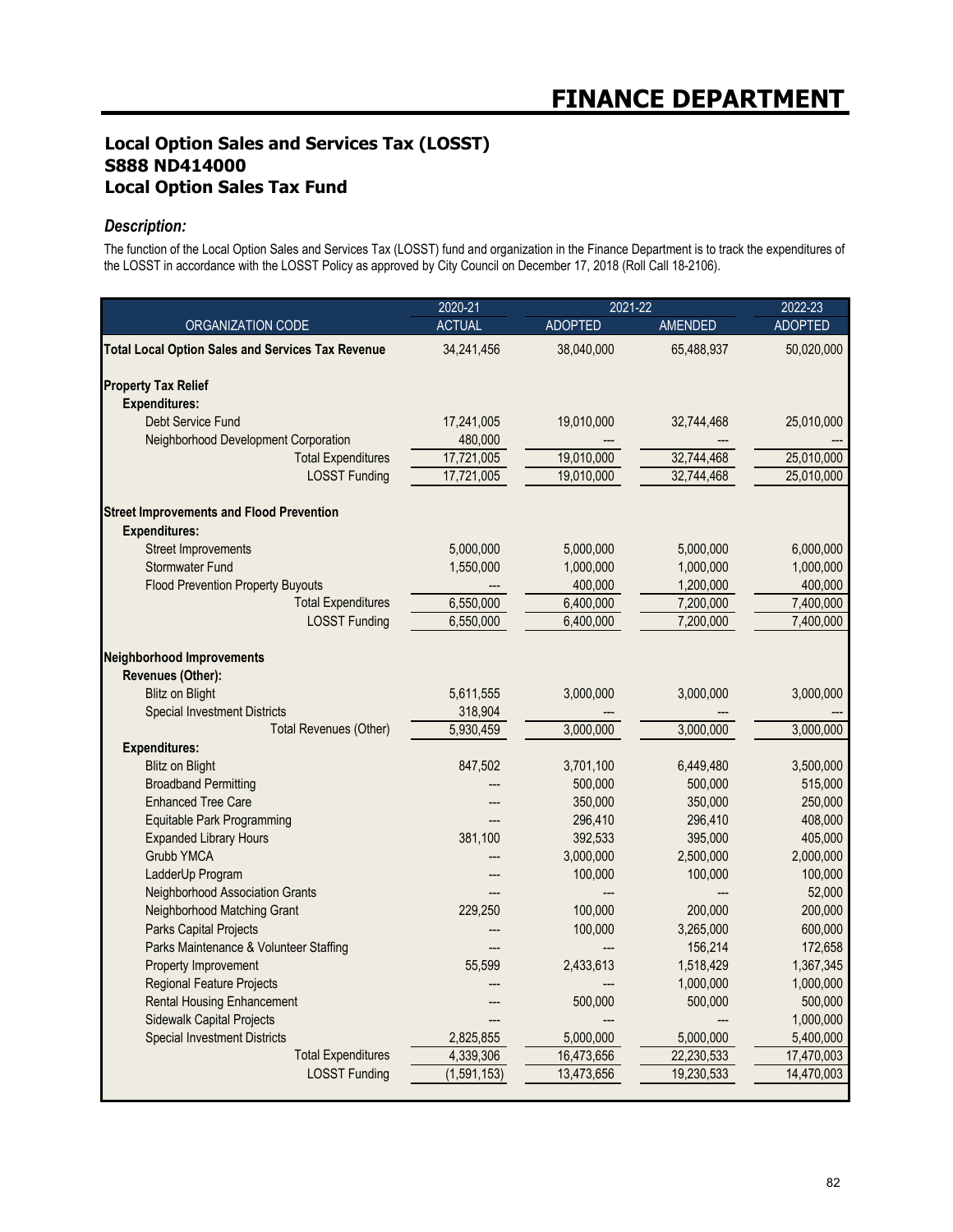# FINANCE DEPARTMENT

## Local Option Sales and Services Tax (LOSST)
## S888 ND414000
## Local Option Sales Tax Fund

### *Description:*

The function of the Local Option Sales and Services Tax (LOSST) fund and organization in the Finance Department is to track the expenditures of the LOSST in accordance with the LOSST Policy as approved by City Council on December 17, 2018 (Roll Call 18-2106).

| | 2020-21 | 2021-22 | | 2022-23 |
|---|---|---|---|---|
| ORGANIZATION CODE | ACTUAL | ADOPTED | AMENDED | ADOPTED |
| **Total Local Option Sales and Services Tax Revenue** | 34,241,456 | 38,040,000 | 65,488,937 | 50,020,000 |
| **Property Tax Relief** | | | | |
| **Expenditures:** | | | | |
| Debt Service Fund | 17,241,005 | 19,010,000 | 32,744,468 | 25,010,000 |
| Neighborhood Development Corporation | 480,000 | --- | --- | --- |
| Total Expenditures | 17,721,005 | 19,010,000 | 32,744,468 | 25,010,000 |
| LOSST Funding | 17,721,005 | 19,010,000 | 32,744,468 | 25,010,000 |
| **Street Improvements and Flood Prevention** | | | | |
| **Expenditures:** | | | | |
| Street Improvements | 5,000,000 | 5,000,000 | 5,000,000 | 6,000,000 |
| Stormwater Fund | 1,550,000 | 1,000,000 | 1,000,000 | 1,000,000 |
| Flood Prevention Property Buyouts | --- | 400,000 | 1,200,000 | 400,000 |
| Total Expenditures | 6,550,000 | 6,400,000 | 7,200,000 | 7,400,000 |
| LOSST Funding | 6,550,000 | 6,400,000 | 7,200,000 | 7,400,000 |
| **Neighborhood Improvements** | | | | |
| **Revenues (Other):** | | | | |
| Blitz on Blight | 5,611,555 | 3,000,000 | 3,000,000 | 3,000,000 |
| Special Investment Districts | 318,904 | --- | --- | --- |
| Total Revenues (Other) | 5,930,459 | 3,000,000 | 3,000,000 | 3,000,000 |
| **Expenditures:** | | | | |
| Blitz on Blight | 847,502 | 3,701,100 | 6,449,480 | 3,500,000 |
| Broadband Permitting | --- | 500,000 | 500,000 | 515,000 |
| Enhanced Tree Care | --- | 350,000 | 350,000 | 250,000 |
| Equitable Park Programming | --- | 296,410 | 296,410 | 408,000 |
| Expanded Library Hours | 381,100 | 392,533 | 395,000 | 405,000 |
| Grubb YMCA | --- | 3,000,000 | 2,500,000 | 2,000,000 |
| LadderUp Program | --- | 100,000 | 100,000 | 100,000 |
| Neighborhood Association Grants | --- | --- | --- | 52,000 |
| Neighborhood Matching Grant | 229,250 | 100,000 | 200,000 | 200,000 |
| Parks Capital Projects | --- | 100,000 | 3,265,000 | 600,000 |
| Parks Maintenance & Volunteer Staffing | --- | --- | 156,214 | 172,658 |
| Property Improvement | 55,599 | 2,433,613 | 1,518,429 | 1,367,345 |
| Regional Feature Projects | --- | --- | 1,000,000 | 1,000,000 |
| Rental Housing Enhancement | --- | 500,000 | 500,000 | 500,000 |
| Sidewalk Capital Projects | --- | --- | --- | 1,000,000 |
| Special Investment Districts | 2,825,855 | 5,000,000 | 5,000,000 | 5,400,000 |
| Total Expenditures | 4,339,306 | 16,473,656 | 22,230,533 | 17,470,003 |
| LOSST Funding | (1,591,153) | 13,473,656 | 19,230,533 | 14,470,003 |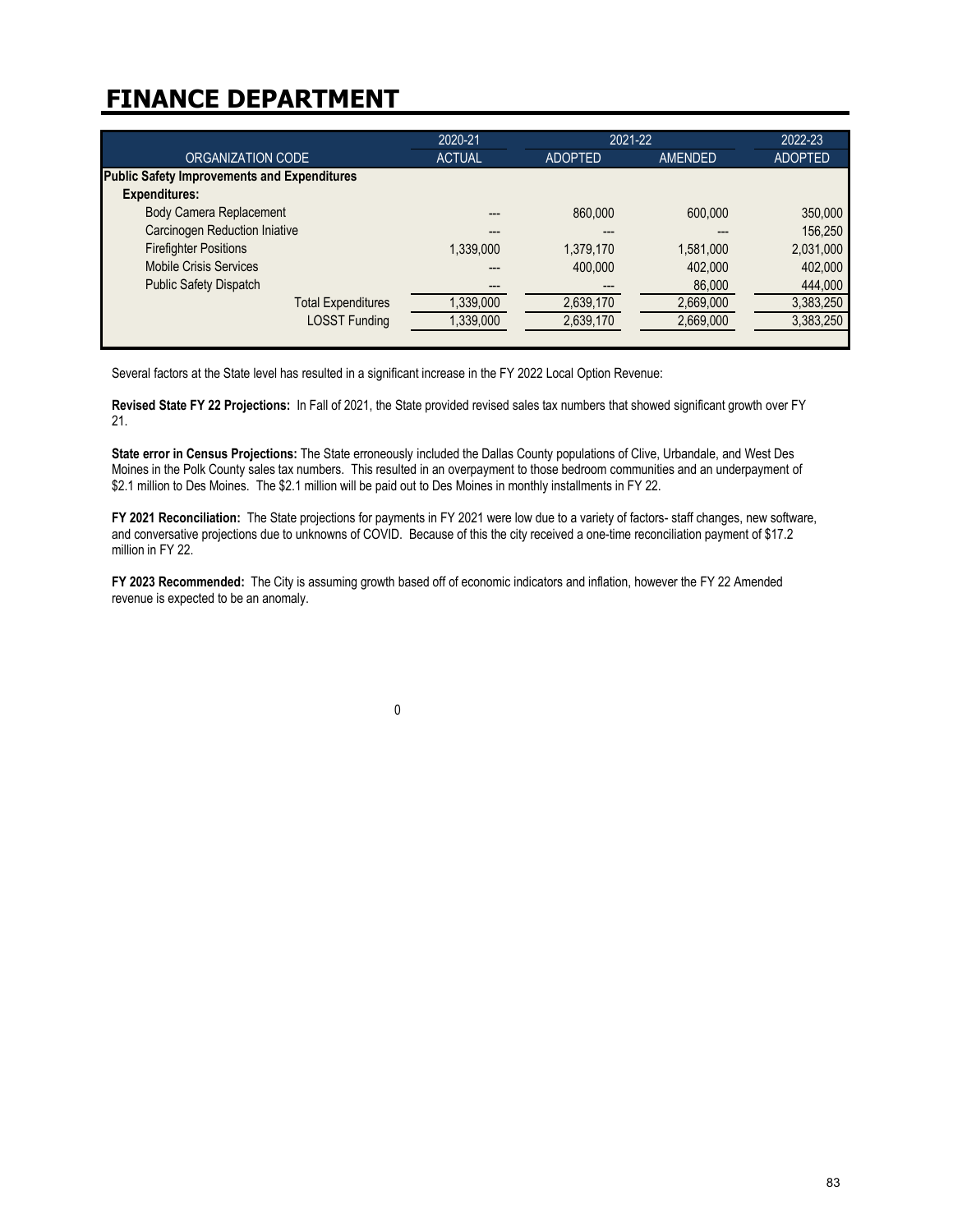# FINANCE DEPARTMENT

| ORGANIZATION CODE | 2020-21 ACTUAL | 2021-22 ADOPTED | 2021-22 AMENDED | 2022-23 ADOPTED |
|---|---|---|---|---|
| **Public Safety Improvements and Expenditures** | | | | |
| **Expenditures:** | | | | |
| Body Camera Replacement | --- | 860,000 | 600,000 | 350,000 |
| Carcinogen Reduction Iniative | --- | --- | --- | 156,250 |
| Firefighter Positions | 1,339,000 | 1,379,170 | 1,581,000 | 2,031,000 |
| Mobile Crisis Services | --- | 400,000 | 402,000 | 402,000 |
| Public Safety Dispatch | --- | --- | 86,000 | 444,000 |
| Total Expenditures | 1,339,000 | 2,639,170 | 2,669,000 | 3,383,250 |
| LOSST Funding | 1,339,000 | 2,639,170 | 2,669,000 | 3,383,250 |

Several factors at the State level has resulted in a significant increase in the FY 2022 Local Option Revenue:

**Revised State FY 22 Projections:** In Fall of 2021, the State provided revised sales tax numbers that showed significant growth over FY 21.

**State error in Census Projections:** The State erroneously included the Dallas County populations of Clive, Urbandale, and West Des Moines in the Polk County sales tax numbers. This resulted in an overpayment to those bedroom communities and an underpayment of $2.1 million to Des Moines. The $2.1 million will be paid out to Des Moines in monthly installments in FY 22.

**FY 2021 Reconciliation:** The State projections for payments in FY 2021 were low due to a variety of factors- staff changes, new software, and conversative projections due to unknowns of COVID. Because of this the city received a one-time reconciliation payment of $17.2 million in FY 22.

**FY 2023 Recommended:** The City is assuming growth based off of economic indicators and inflation, however the FY 22 Amended revenue is expected to be an anomaly.

0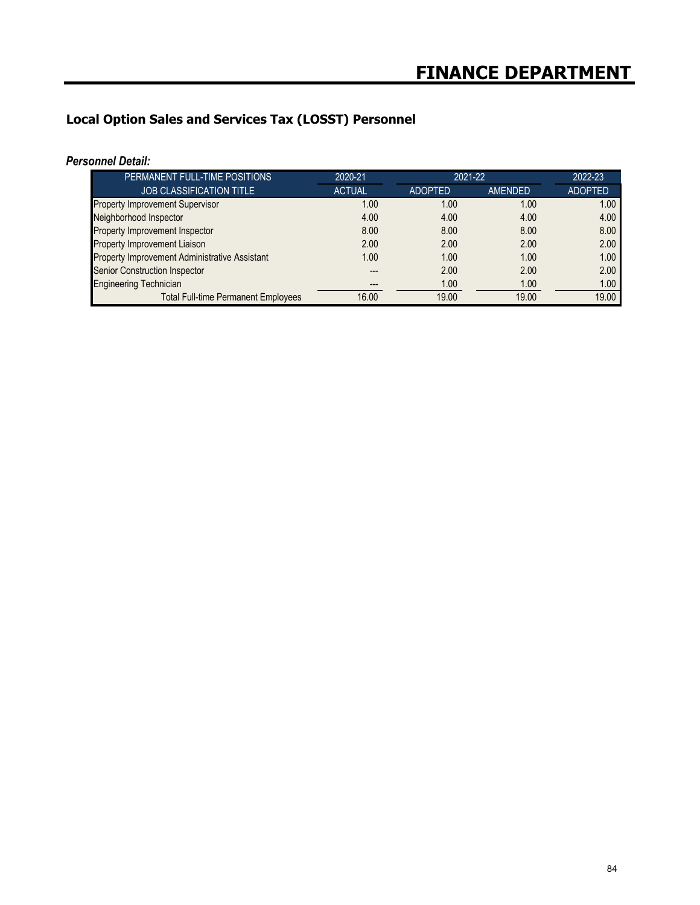# FINANCE DEPARTMENT

## Local Option Sales and Services Tax (LOSST) Personnel

***Personnel Detail:***

| PERMANENT FULL-TIME POSITIONS | 2020-21 | 2021-22 | | 2022-23 |
|---|---|---|---|---|
| JOB CLASSIFICATION TITLE | ACTUAL | ADOPTED | AMENDED | ADOPTED |
| Property Improvement Supervisor | 1.00 | 1.00 | 1.00 | 1.00 |
| Neighborhood Inspector | 4.00 | 4.00 | 4.00 | 4.00 |
| Property Improvement Inspector | 8.00 | 8.00 | 8.00 | 8.00 |
| Property Improvement Liaison | 2.00 | 2.00 | 2.00 | 2.00 |
| Property Improvement Administrative Assistant | 1.00 | 1.00 | 1.00 | 1.00 |
| Senior Construction Inspector | --- | 2.00 | 2.00 | 2.00 |
| Engineering Technician | --- | 1.00 | 1.00 | 1.00 |
| Total Full-time Permanent Employees | 16.00 | 19.00 | 19.00 | 19.00 |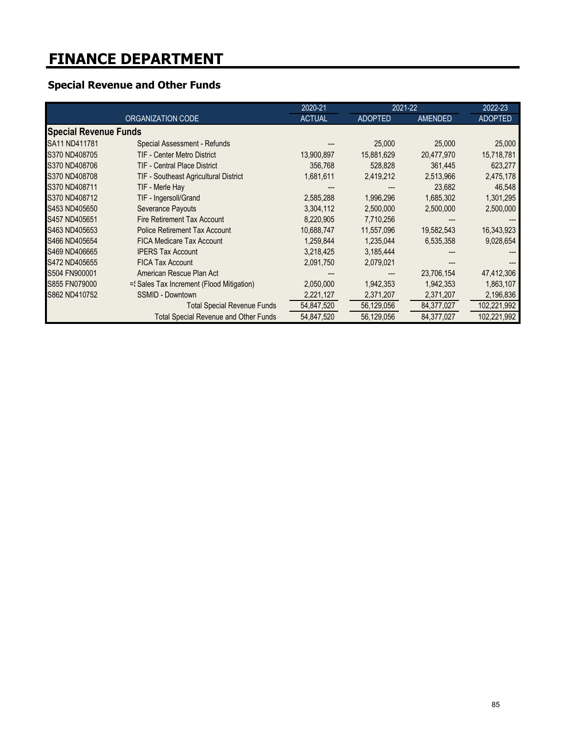# FINANCE DEPARTMENT

## Special Revenue and Other Funds

| ORGANIZATION CODE | | 2020-21 ACTUAL | 2021-22 ADOPTED | 2021-22 AMENDED | 2022-23 ADOPTED |
|---|---|---|---|---|---|
| **Special Revenue Funds** | | | | | |
| SA11 ND411781 | Special Assessment - Refunds | --- | 25,000 | 25,000 | 25,000 |
| S370 ND408705 | TIF - Center Metro District | 13,900,897 | 15,881,629 | 20,477,970 | 15,718,781 |
| S370 ND408706 | TIF - Central Place District | 356,768 | 528,828 | 361,445 | 623,277 |
| S370 ND408708 | TIF - Southeast Agricultural District | 1,681,611 | 2,419,212 | 2,513,966 | 2,475,178 |
| S370 ND408711 | TIF - Merle Hay | --- | --- | 23,682 | 46,548 |
| S370 ND408712 | TIF - Ingersoll/Grand | 2,585,288 | 1,996,296 | 1,685,302 | 1,301,295 |
| S453 ND405650 | Severance Payouts | 3,304,112 | 2,500,000 | 2,500,000 | 2,500,000 |
| S457 ND405651 | Fire Retirement Tax Account | 8,220,905 | 7,710,256 | --- | --- |
| S463 ND405653 | Police Retirement Tax Account | 10,688,747 | 11,557,096 | 19,582,543 | 16,343,923 |
| S466 ND405654 | FICA Medicare Tax Account | 1,259,844 | 1,235,044 | 6,535,358 | 9,028,654 |
| S469 ND406665 | IPERS Tax Account | 3,218,425 | 3,185,444 | --- | --- |
| S472 ND405655 | FICA Tax Account | 2,091,750 | 2,079,021 | --- | --- |
| S504 FN900001 | American Rescue Plan Act | --- | --- | 23,706,154 | 47,412,306 |
| S855 FN079000 | =( Sales Tax Increment (Flood Mitigation) | 2,050,000 | 1,942,353 | 1,942,353 | 1,863,107 |
| S862 ND410752 | SSMID - Downtown | 2,221,127 | 2,371,207 | 2,371,207 | 2,196,836 |
| | Total Special Revenue Funds | 54,847,520 | 56,129,056 | 84,377,027 | 102,221,992 |
| | Total Special Revenue and Other Funds | 54,847,520 | 56,129,056 | 84,377,027 | 102,221,992 |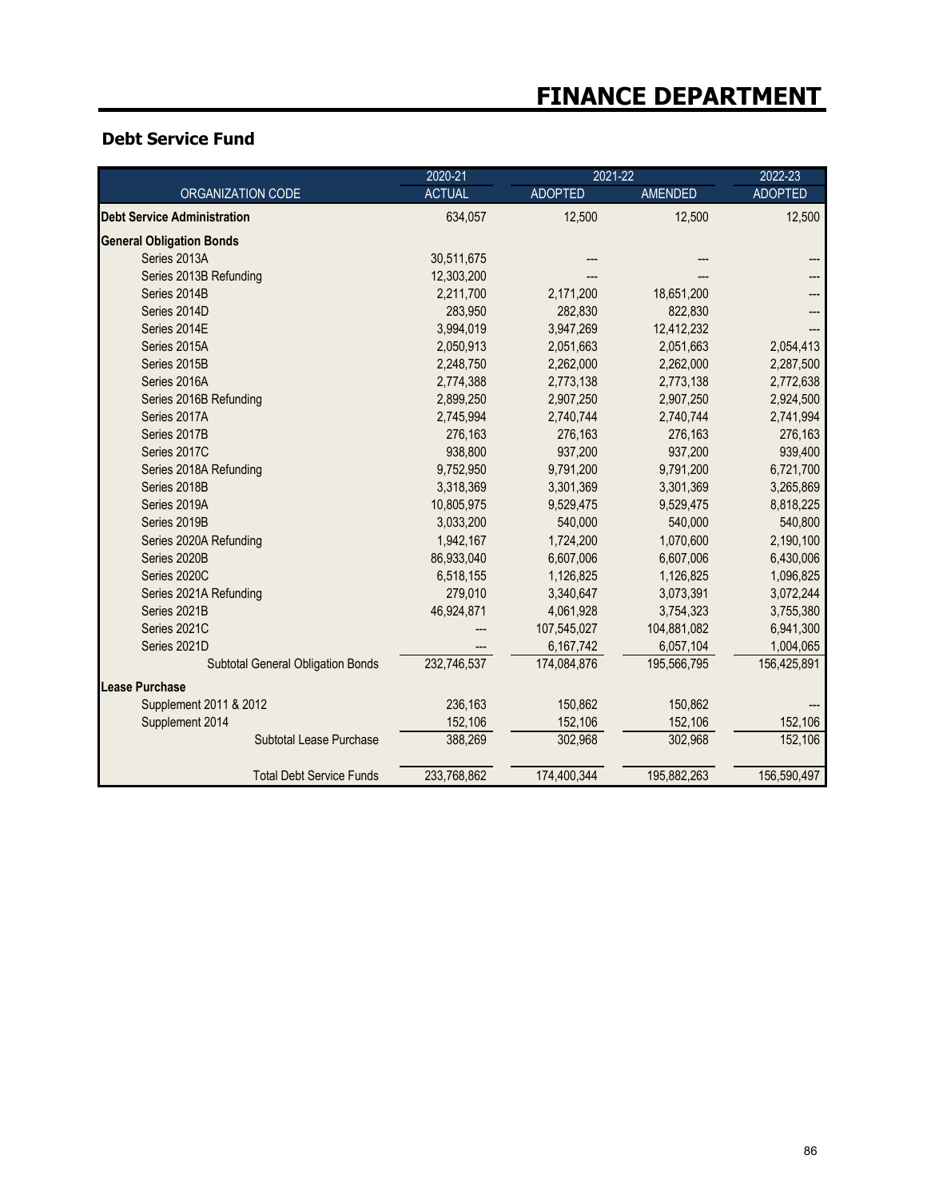# FINANCE DEPARTMENT

## Debt Service Fund

| ORGANIZATION CODE | 2020-21 ACTUAL | 2021-22 ADOPTED | 2021-22 AMENDED | 2022-23 ADOPTED |
|---|---|---|---|---|
| **Debt Service Administration** | 634,057 | 12,500 | 12,500 | 12,500 |
| **General Obligation Bonds** | | | | |
| Series 2013A | 30,511,675 | --- | --- | --- |
| Series 2013B Refunding | 12,303,200 | --- | --- | --- |
| Series 2014B | 2,211,700 | 2,171,200 | 18,651,200 | --- |
| Series 2014D | 283,950 | 282,830 | 822,830 | --- |
| Series 2014E | 3,994,019 | 3,947,269 | 12,412,232 | --- |
| Series 2015A | 2,050,913 | 2,051,663 | 2,051,663 | 2,054,413 |
| Series 2015B | 2,248,750 | 2,262,000 | 2,262,000 | 2,287,500 |
| Series 2016A | 2,774,388 | 2,773,138 | 2,773,138 | 2,772,638 |
| Series 2016B Refunding | 2,899,250 | 2,907,250 | 2,907,250 | 2,924,500 |
| Series 2017A | 2,745,994 | 2,740,744 | 2,740,744 | 2,741,994 |
| Series 2017B | 276,163 | 276,163 | 276,163 | 276,163 |
| Series 2017C | 938,800 | 937,200 | 937,200 | 939,400 |
| Series 2018A Refunding | 9,752,950 | 9,791,200 | 9,791,200 | 6,721,700 |
| Series 2018B | 3,318,369 | 3,301,369 | 3,301,369 | 3,265,869 |
| Series 2019A | 10,805,975 | 9,529,475 | 9,529,475 | 8,818,225 |
| Series 2019B | 3,033,200 | 540,000 | 540,000 | 540,800 |
| Series 2020A Refunding | 1,942,167 | 1,724,200 | 1,070,600 | 2,190,100 |
| Series 2020B | 86,933,040 | 6,607,006 | 6,607,006 | 6,430,006 |
| Series 2020C | 6,518,155 | 1,126,825 | 1,126,825 | 1,096,825 |
| Series 2021A Refunding | 279,010 | 3,340,647 | 3,073,391 | 3,072,244 |
| Series 2021B | 46,924,871 | 4,061,928 | 3,754,323 | 3,755,380 |
| Series 2021C | --- | 107,545,027 | 104,881,082 | 6,941,300 |
| Series 2021D | --- | 6,167,742 | 6,057,104 | 1,004,065 |
| Subtotal General Obligation Bonds | 232,746,537 | 174,084,876 | 195,566,795 | 156,425,891 |
| **Lease Purchase** | | | | |
| Supplement 2011 & 2012 | 236,163 | 150,862 | 150,862 | --- |
| Supplement 2014 | 152,106 | 152,106 | 152,106 | 152,106 |
| Subtotal Lease Purchase | 388,269 | 302,968 | 302,968 | 152,106 |
| Total Debt Service Funds | 233,768,862 | 174,400,344 | 195,882,263 | 156,590,497 |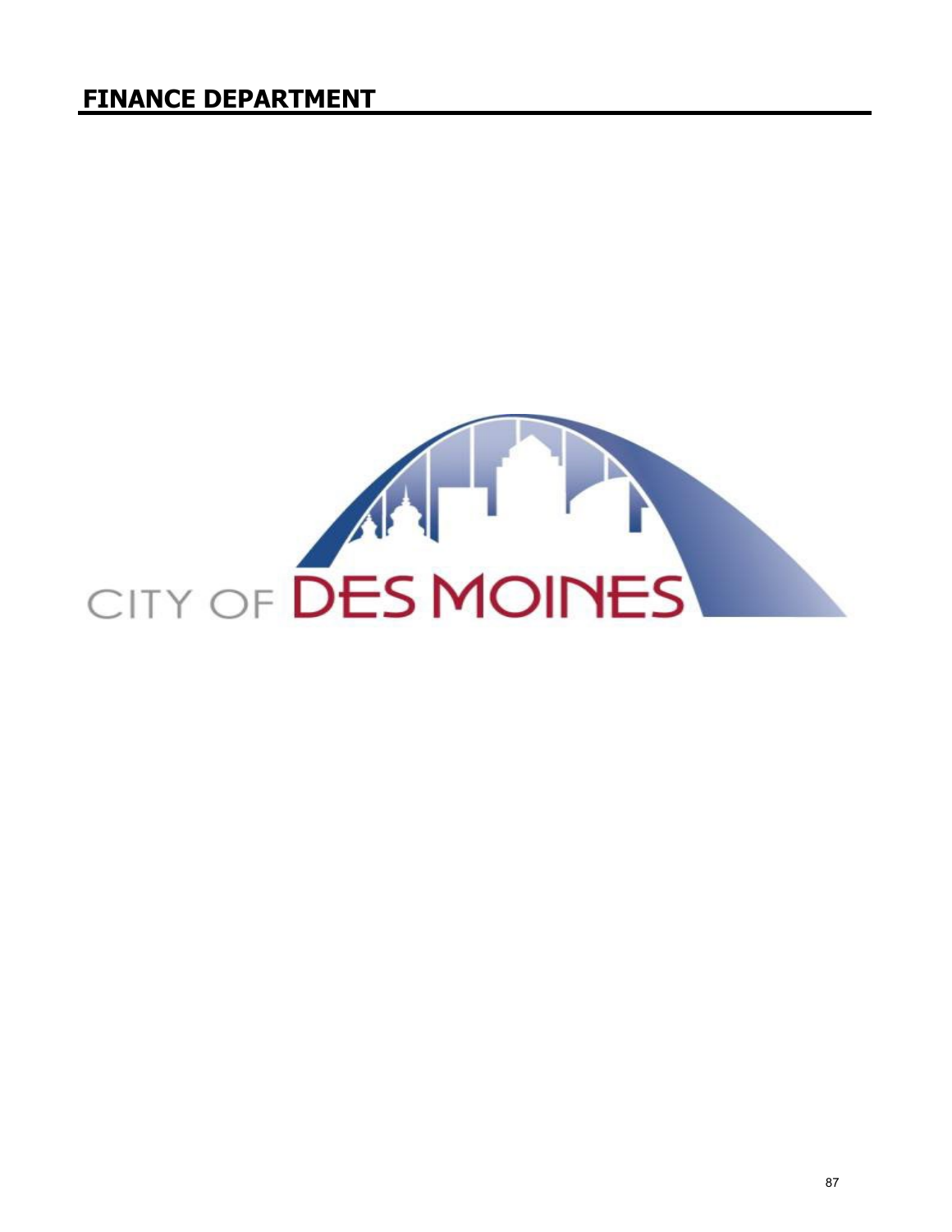## FINANCE DEPARTMENT

CITY OF DES MOINES